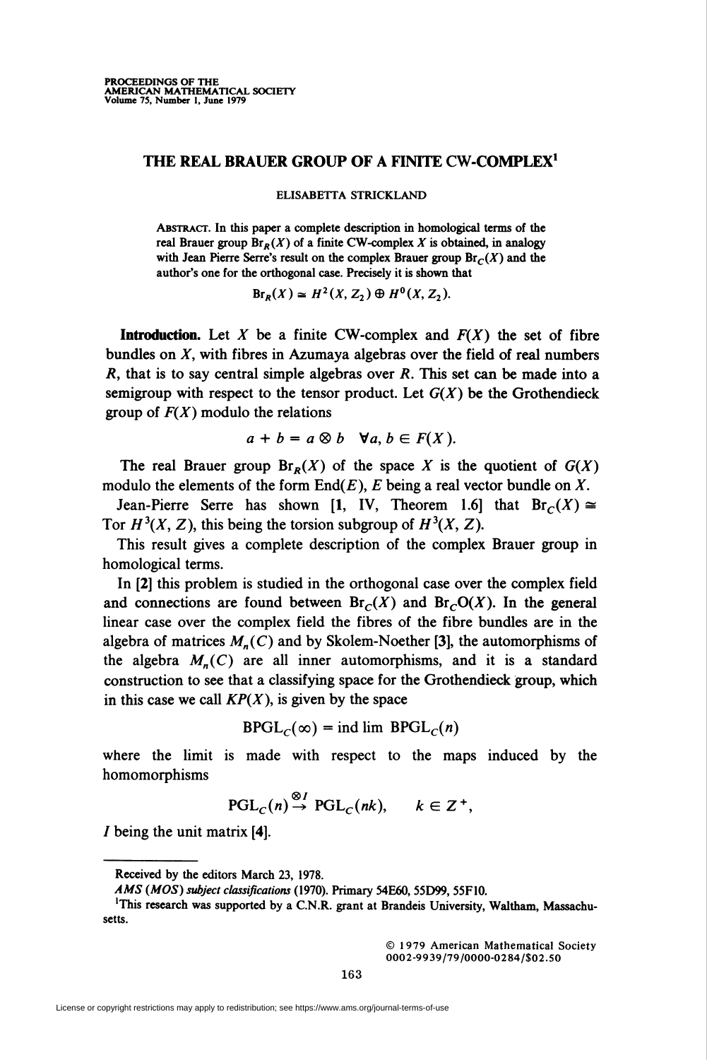# THE REAL BRAUER GROUP OF A FINITE CW-COMPLEX[1]

ELISABETTA STRICKLAND

ABSTRACT. In this paper a complete description in homological terms of the real Brauer group $\mathrm{Br}_R(X)$ of a finite CW-complex $X$ is obtained, in analogy with Jean Pierre Serre's result on the complex Brauer group $\mathrm{Br}_C(X)$ and the author's one for the orthogonal case. Precisely it is shown that

$$\mathrm{Br}_R(X) \simeq H^2(X, Z_2) \oplus H^0(X, Z_2).$$

**Introduction.** Let $X$ be a finite CW-complex and $F(X)$ the set of fibre bundles on $X$, with fibres in Azumaya algebras over the field of real numbers $R$, that is to say central simple algebras over $R$. This set can be made into a semigroup with respect to the tensor product. Let $G(X)$ be the Grothendieck group of $F(X)$ modulo the relations

$$a + b = a \otimes b \quad \forall a, b \in F(X).$$

The real Brauer group $\mathrm{Br}_R(X)$ of the space $X$ is the quotient of $G(X)$ modulo the elements of the form $\mathrm{End}(E)$, $E$ being a real vector bundle on $X$.

Jean-Pierre Serre has shown [**1**, IV, Theorem 1.6] that $\mathrm{Br}_C(X) \cong \mathrm{Tor}\, H^3(X, Z)$, this being the torsion subgroup of $H^3(X, Z)$.

This result gives a complete description of the complex Brauer group in homological terms.

In [**2**] this problem is studied in the orthogonal case over the complex field and connections are found between $\mathrm{Br}_C(X)$ and $\mathrm{Br}_C\mathrm{O}(X)$. In the general linear case over the complex field the fibres of the fibre bundles are in the algebra of matrices $M_n(C)$ and by Skolem-Noether [**3**], the automorphisms of the algebra $M_n(C)$ are all inner automorphisms, and it is a standard construction to see that a classifying space for the Grothendieck group, which in this case we call $KP(X)$, is given by the space

$$\mathrm{BPGL}_C(\infty) = \mathrm{ind\,lim}\ \mathrm{BPGL}_C(n)$$

where the limit is made with respect to the maps induced by the homomorphisms

$$\mathrm{PGL}_C(n) \overset{\otimes I}{\to} \mathrm{PGL}_C(nk), \qquad k \in Z^+,$$

$I$ being the unit matrix [**4**].

Received by the editors March 23, 1978.

*AMS (MOS) subject classifications* (1970). Primary 54E60, 55D99, 55F10.

[1]This research was supported by a C.N.R. grant at Brandeis University, Waltham, Massachusetts.

© 1979 American Mathematical Society
0002-9939/79/0000-0284/$02.50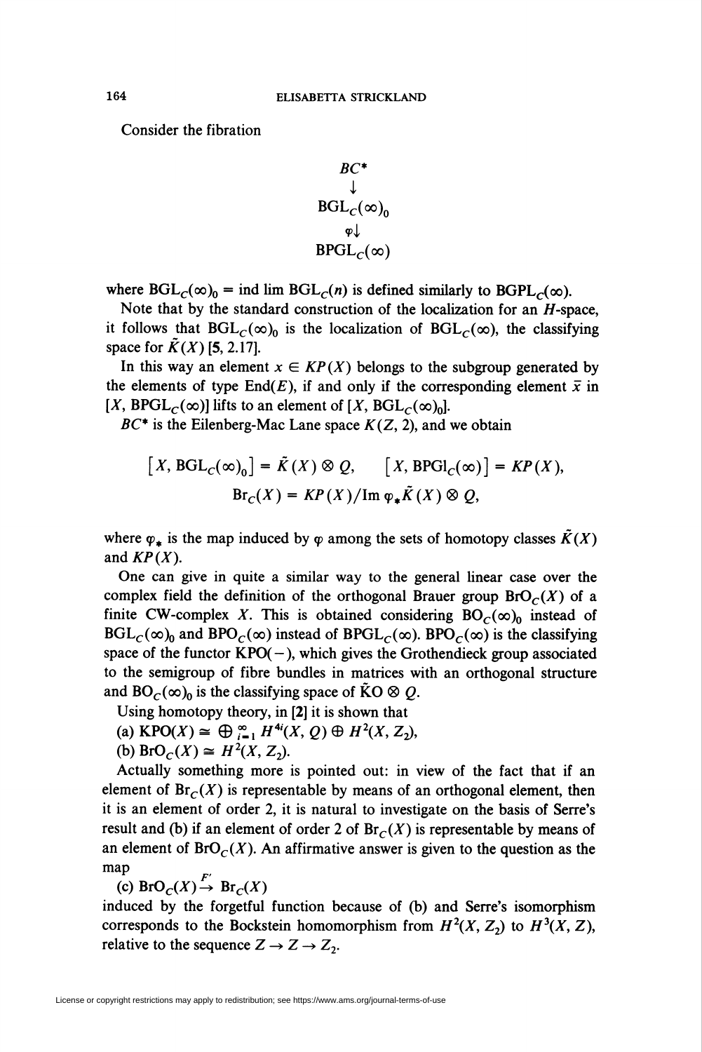Consider the fibration

$$\begin{array}{c} BC^* \\ \downarrow \\ \mathrm{BGL}_C(\infty)_0 \\ \varphi\downarrow \\ \mathrm{BPGL}_C(\infty) \end{array}$$

where $\mathrm{BGL}_C(\infty)_0 = \mathrm{ind\ lim}\ \mathrm{BGL}_C(n)$ is defined similarly to $\mathrm{BGPL}_C(\infty)$.

Note that by the standard construction of the localization for an $H$-space, it follows that $\mathrm{BGL}_C(\infty)_0$ is the localization of $\mathrm{BGL}_C(\infty)$, the classifying space for $\tilde{K}(X)$ [5, 2.17].

In this way an element $x \in KP(X)$ belongs to the subgroup generated by the elements of type $\mathrm{End}(E)$, if and only if the corresponding element $\bar{x}$ in $[X, \mathrm{BPGL}_C(\infty)]$ lifts to an element of $[X, \mathrm{BGL}_C(\infty)_0]$.

$BC^*$ is the Eilenberg-Mac Lane space $K(Z, 2)$, and we obtain

$$[X, \mathrm{BGL}_C(\infty)_0] = \tilde{K}(X) \otimes Q, \qquad [X, \mathrm{BPGl}_C(\infty)] = KP(X),$$
$$\mathrm{Br}_C(X) = KP(X)/\mathrm{Im}\ \varphi_* \tilde{K}(X) \otimes Q,$$

where $\varphi_*$ is the map induced by $\varphi$ among the sets of homotopy classes $\tilde{K}(X)$ and $KP(X)$.

One can give in quite a similar way to the general linear case over the complex field the definition of the orthogonal Brauer group $\mathrm{BrO}_C(X)$ of a finite CW-complex $X$. This is obtained considering $\mathrm{BO}_C(\infty)_0$ instead of $\mathrm{BGL}_C(\infty)_0$ and $\mathrm{BPO}_C(\infty)$ instead of $\mathrm{BPGL}_C(\infty)$. $\mathrm{BPO}_C(\infty)$ is the classifying space of the functor $\mathrm{KPO}(-)$, which gives the Grothendieck group associated to the semigroup of fibre bundles in matrices with an orthogonal structure and $\mathrm{BO}_C(\infty)_0$ is the classifying space of $\tilde{\mathrm{K}}\mathrm{O} \otimes Q$.

Using homotopy theory, in [2] it is shown that

(a) $\mathrm{KPO}(X) \cong \bigoplus_{i=1}^{\infty} H^{4i}(X, Q) \oplus H^2(X, Z_2)$,

(b) $\mathrm{BrO}_C(X) \cong H^2(X, Z_2)$.

Actually something more is pointed out: in view of the fact that if an element of $\mathrm{Br}_C(X)$ is representable by means of an orthogonal element, then it is an element of order 2, it is natural to investigate on the basis of Serre's result and (b) if an element of order 2 of $\mathrm{Br}_C(X)$ is representable by means of an element of $\mathrm{BrO}_C(X)$. An affirmative answer is given to the question as the map

(c) $\mathrm{BrO}_C(X) \xrightarrow{F'} \mathrm{Br}_C(X)$

induced by the forgetful function because of (b) and Serre's isomorphism corresponds to the Bockstein homomorphism from $H^2(X, Z_2)$ to $H^3(X, Z)$, relative to the sequence $Z \to Z \to Z_2$.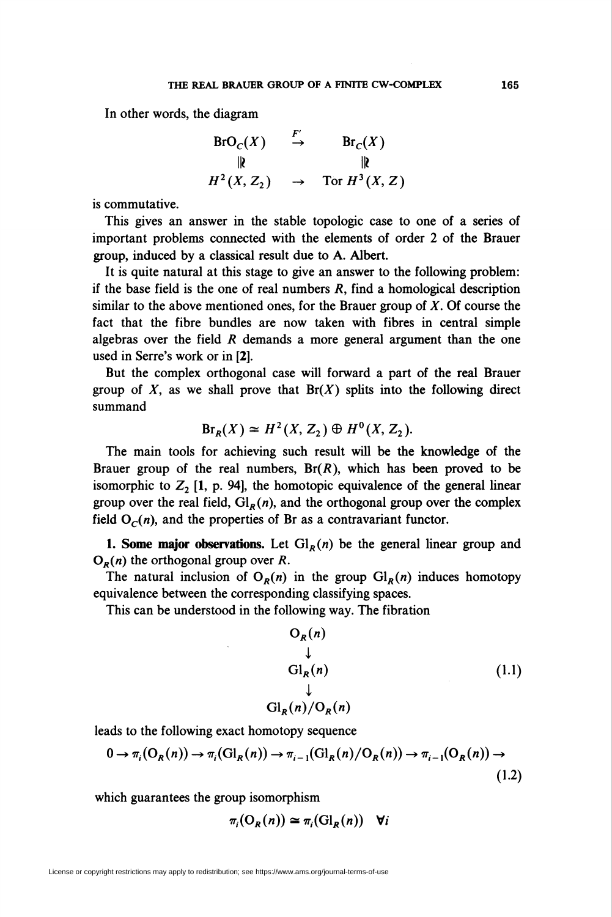In other words, the diagram

$$\begin{array}{ccc} \mathrm{BrO}_C(X) & \xrightarrow{F'} & \mathrm{Br}_C(X) \\ \wr\| & & \wr\| \\ H^2(X, Z_2) & \to & \operatorname{Tor} H^3(X, Z) \end{array}$$

is commutative.

This gives an answer in the stable topologic case to one of a series of important problems connected with the elements of order 2 of the Brauer group, induced by a classical result due to A. Albert.

It is quite natural at this stage to give an answer to the following problem: if the base field is the one of real numbers $R$, find a homological description similar to the above mentioned ones, for the Brauer group of $X$. Of course the fact that the fibre bundles are now taken with fibres in central simple algebras over the field $R$ demands a more general argument than the one used in Serre's work or in **[2]**.

But the complex orthogonal case will forward a part of the real Brauer group of $X$, as we shall prove that $\mathrm{Br}(X)$ splits into the following direct summand

$$\mathrm{Br}_R(X) \cong H^2(X, Z_2) \oplus H^0(X, Z_2).$$

The main tools for achieving such result will be the knowledge of the Brauer group of the real numbers, $\mathrm{Br}(R)$, which has been proved to be isomorphic to $Z_2$ **[1**, p. 94], the homotopic equivalence of the general linear group over the real field, $\mathrm{Gl}_R(n)$, and the orthogonal group over the complex field $\mathrm{O}_C(n)$, and the properties of Br as a contravariant functor.

**1. Some major observations.** Let $\mathrm{Gl}_R(n)$ be the general linear group and $\mathrm{O}_R(n)$ the orthogonal group over $R$.

The natural inclusion of $\mathrm{O}_R(n)$ in the group $\mathrm{Gl}_R(n)$ induces homotopy equivalence between the corresponding classifying spaces.

This can be understood in the following way. The fibration

$$\begin{array}{c} \mathrm{O}_R(n) \\ \downarrow \\ \mathrm{Gl}_R(n) \\ \downarrow \\ \mathrm{Gl}_R(n)/\mathrm{O}_R(n) \end{array} \tag{1.1}$$

leads to the following exact homotopy sequence

$$0 \to \pi_i(\mathrm{O}_R(n)) \to \pi_i(\mathrm{Gl}_R(n)) \to \pi_{i-1}(\mathrm{Gl}_R(n)/\mathrm{O}_R(n)) \to \pi_{i-1}(\mathrm{O}_R(n)) \to \tag{1.2}$$

which guarantees the group isomorphism

$$\pi_i(\mathrm{O}_R(n)) \cong \pi_i(\mathrm{Gl}_R(n)) \quad \forall i$$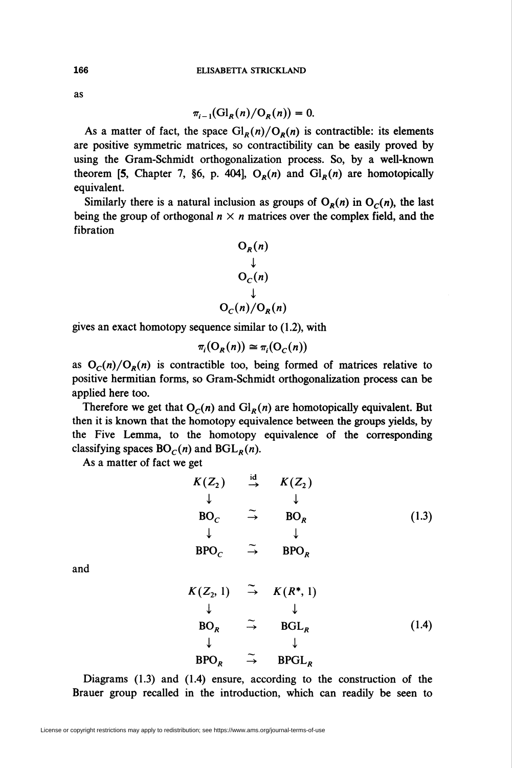as

$$\pi_{i-1}(\mathrm{Gl}_R(n)/\mathrm{O}_R(n)) = 0.$$

As a matter of fact, the space $\mathrm{Gl}_R(n)/\mathrm{O}_R(n)$ is contractible: its elements are positive symmetric matrices, so contractibility can be easily proved by using the Gram-Schmidt orthogonalization process. So, by a well-known theorem [5, Chapter 7, §6, p. 404], $\mathrm{O}_R(n)$ and $\mathrm{Gl}_R(n)$ are homotopically equivalent.

Similarly there is a natural inclusion as groups of $\mathrm{O}_R(n)$ in $\mathrm{O}_C(n)$, the last being the group of orthogonal $n \times n$ matrices over the complex field, and the fibration

$$\begin{array}{c} \mathrm{O}_R(n) \\ \downarrow \\ \mathrm{O}_C(n) \\ \downarrow \\ \mathrm{O}_C(n)/\mathrm{O}_R(n) \end{array}$$

gives an exact homotopy sequence similar to (1.2), with

$$\pi_i(\mathrm{O}_R(n)) \cong \pi_i(\mathrm{O}_C(n))$$

as $\mathrm{O}_C(n)/\mathrm{O}_R(n)$ is contractible too, being formed of matrices relative to positive hermitian forms, so Gram-Schmidt orthogonalization process can be applied here too.

Therefore we get that $\mathrm{O}_C(n)$ and $\mathrm{Gl}_R(n)$ are homotopically equivalent. But then it is known that the homotopy equivalence between the groups yields, by the Five Lemma, to the homotopy equivalence of the corresponding classifying spaces $\mathrm{BO}_C(n)$ and $\mathrm{BGL}_R(n)$.

As a matter of fact we get

$$\begin{array}{ccc} K(Z_2) & \xrightarrow{\mathrm{id}} & K(Z_2) \\ \downarrow & & \downarrow \\ \mathrm{BO}_C & \xrightarrow{\sim} & \mathrm{BO}_R \\ \downarrow & & \downarrow \\ \mathrm{BPO}_C & \xrightarrow{\sim} & \mathrm{BPO}_R \end{array} \tag{1.3}$$

and

$$\begin{array}{ccc} K(Z_2, 1) & \xrightarrow{\sim} & K(R^*, 1) \\ \downarrow & & \downarrow \\ \mathrm{BO}_R & \xrightarrow{\sim} & \mathrm{BGL}_R \\ \downarrow & & \downarrow \\ \mathrm{BPO}_R & \xrightarrow{\sim} & \mathrm{BPGL}_R \end{array} \tag{1.4}$$

Diagrams (1.3) and (1.4) ensure, according to the construction of the Brauer group recalled in the introduction, which can readily be seen to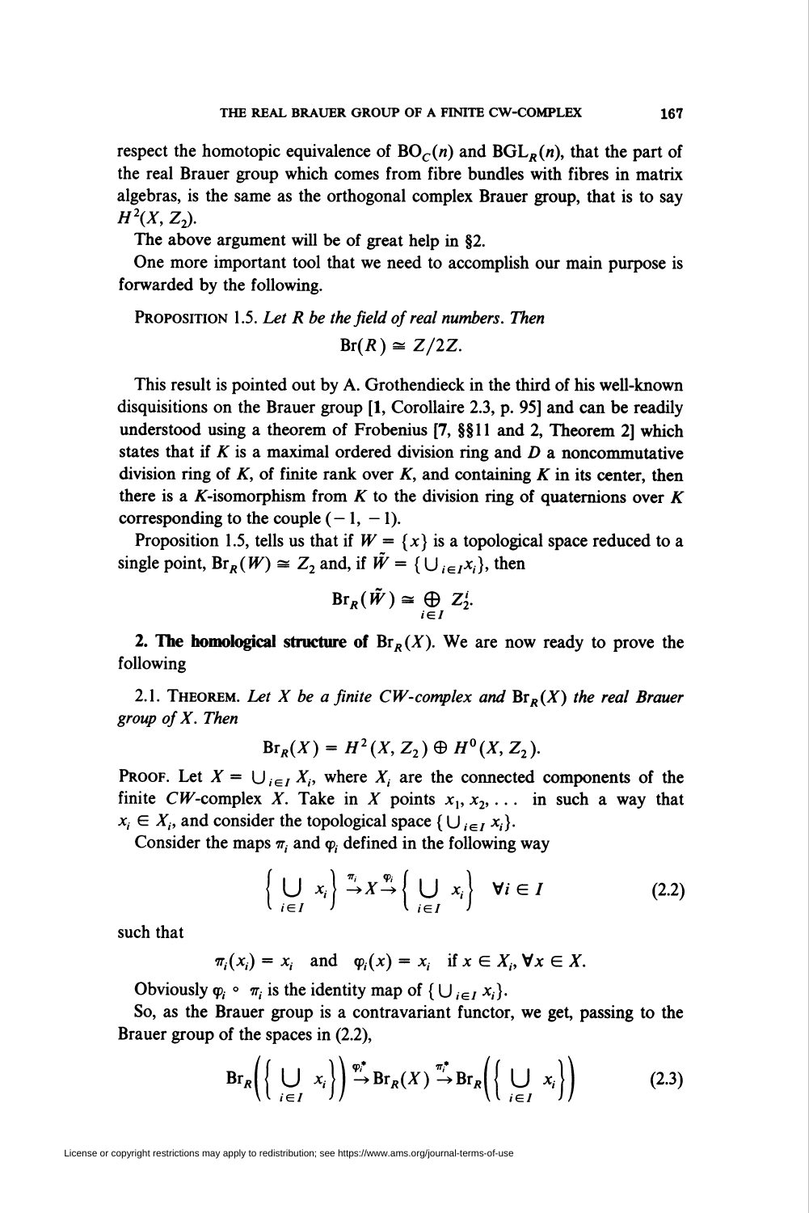respect the homotopic equivalence of $BO_C(n)$ and $BGL_R(n)$, that the part of the real Brauer group which comes from fibre bundles with fibres in matrix algebras, is the same as the orthogonal complex Brauer group, that is to say $H^2(X, Z_2)$.

The above argument will be of great help in §2.

One more important tool that we need to accomplish our main purpose is forwarded by the following.

PROPOSITION 1.5. *Let $R$ be the field of real numbers. Then*

$$\operatorname{Br}(R) \cong Z/2Z.$$

This result is pointed out by A. Grothendieck in the third of his well-known disquisitions on the Brauer group [1, Corollaire 2.3, p. 95] and can be readily understood using a theorem of Frobenius [7, §§11 and 2, Theorem 2] which states that if $K$ is a maximal ordered division ring and $D$ a noncommutative division ring of $K$, of finite rank over $K$, and containing $K$ in its center, then there is a $K$-isomorphism from $K$ to the division ring of quaternions over $K$ corresponding to the couple $(-1, -1)$.

Proposition 1.5, tells us that if $W = \{x\}$ is a topological space reduced to a single point, $\operatorname{Br}_R(W) \cong Z_2$ and, if $\tilde{W} = \{\bigcup_{i \in I} x_i\}$, then

$$\operatorname{Br}_R(\tilde{W}) \cong \bigoplus_{i \in I} Z_2^i.$$

**2. The homological structure of $\operatorname{Br}_R(X)$.** We are now ready to prove the following

2.1. THEOREM. *Let $X$ be a finite $CW$-complex and $\operatorname{Br}_R(X)$ the real Brauer group of $X$. Then*

$$\operatorname{Br}_R(X) = H^2(X, Z_2) \oplus H^0(X, Z_2).$$

PROOF. Let $X = \bigcup_{i \in I} X_i$, where $X_i$ are the connected components of the finite $CW$-complex $X$. Take in $X$ points $x_1, x_2, \ldots$ in such a way that $x_i \in X_i$, and consider the topological space $\{\bigcup_{i \in I} x_i\}$.

Consider the maps $\pi_i$ and $\varphi_i$ defined in the following way

$$\left\{\bigcup_{i \in I} x_i\right\} \xrightarrow{\pi_i} X \xrightarrow{\varphi_i} \left\{\bigcup_{i \in I} x_i\right\} \quad \forall i \in I \tag{2.2}$$

such that

$$\pi_i(x_i) = x_i \quad \text{and} \quad \varphi_i(x) = x_i \quad \text{if } x \in X_i, \forall x \in X.$$

Obviously $\varphi_i \circ \pi_i$ is the identity map of $\{\bigcup_{i \in I} x_i\}$.

So, as the Brauer group is a contravariant functor, we get, passing to the Brauer group of the spaces in (2.2),

$$\operatorname{Br}_R\left(\left\{\bigcup_{i \in I} x_i\right\}\right) \xrightarrow{\varphi_i^*} \operatorname{Br}_R(X) \xrightarrow{\pi_i^*} \operatorname{Br}_R\left(\left\{\bigcup_{i \in I} x_i\right\}\right) \tag{2.3}$$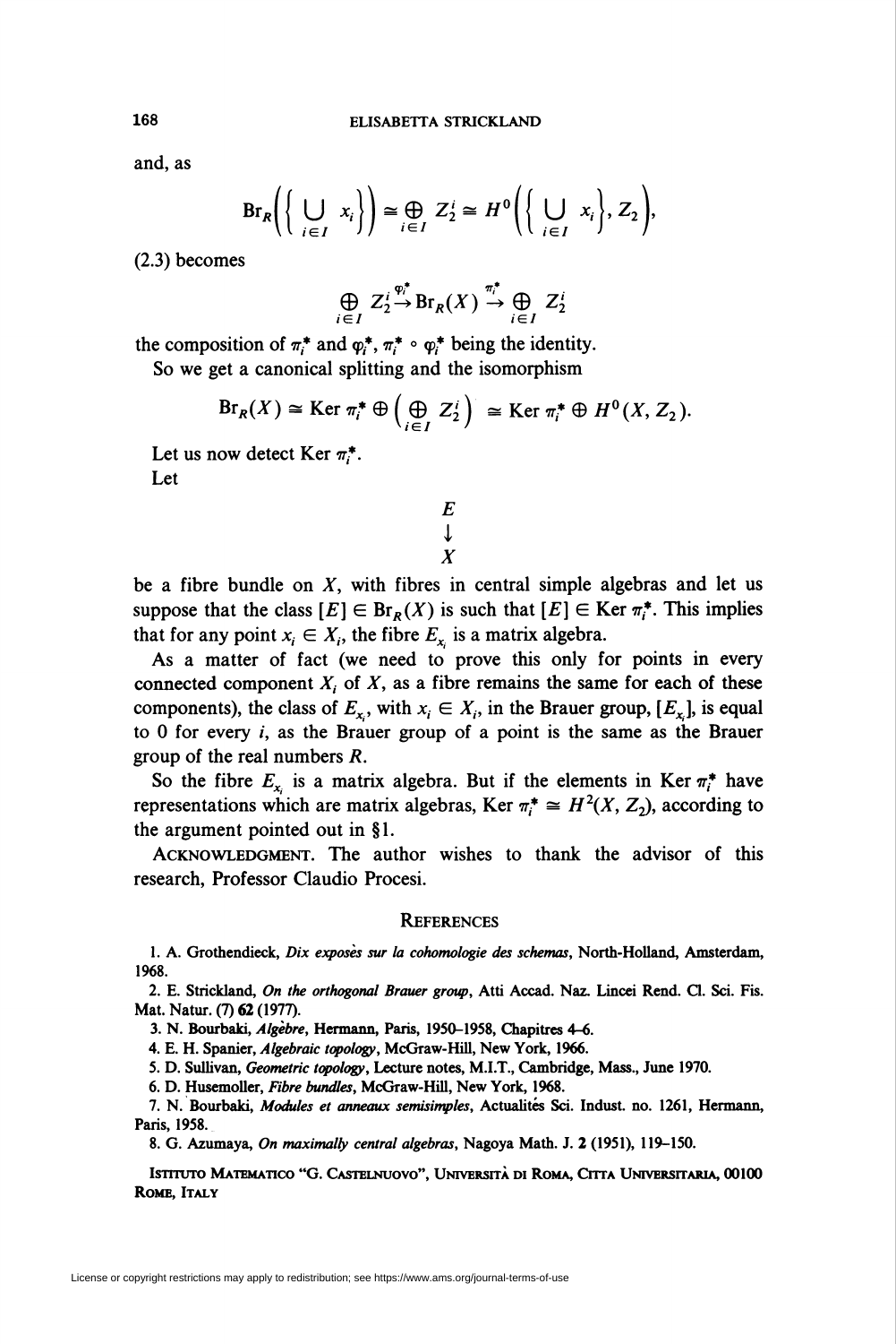and, as

$$\mathrm{Br}_R\left(\left\{\bigcup_{i\in I} x_i\right\}\right) \cong \bigoplus_{i\in I} Z_2^i \cong H^0\left(\left\{\bigcup_{i\in I} x_i\right\}, Z_2\right),$$

(2.3) becomes

$$\bigoplus_{i\in I} Z_2^i \xrightarrow{\varphi_i^*} \mathrm{Br}_R(X) \xrightarrow{\pi_i^*} \bigoplus_{i\in I} Z_2^i$$

the composition of $\pi_i^*$ and $\varphi_i^*$, $\pi_i^* \circ \varphi_i^*$ being the identity.

So we get a canonical splitting and the isomorphism

$$\mathrm{Br}_R(X) \cong \mathrm{Ker}\, \pi_i^* \oplus \left(\bigoplus_{i\in I} Z_2^i\right) \cong \mathrm{Ker}\, \pi_i^* \oplus H^0(X, Z_2).$$

Let us now detect $\mathrm{Ker}\, \pi_i^*$.

Let

$$\begin{array}{c} E \\ \downarrow \\ X \end{array}$$

be a fibre bundle on $X$, with fibres in central simple algebras and let us suppose that the class $[E] \in \mathrm{Br}_R(X)$ is such that $[E] \in \mathrm{Ker}\, \pi_i^*$. This implies that for any point $x_i \in X_i$, the fibre $E_{x_i}$ is a matrix algebra.

As a matter of fact (we need to prove this only for points in every connected component $X_i$ of $X$, as a fibre remains the same for each of these components), the class of $E_{x_i}$, with $x_i \in X_i$, in the Brauer group, $[E_{x_i}]$, is equal to 0 for every $i$, as the Brauer group of a point is the same as the Brauer group of the real numbers $R$.

So the fibre $E_{x_i}$ is a matrix algebra. But if the elements in $\mathrm{Ker}\, \pi_i^*$ have representations which are matrix algebras, $\mathrm{Ker}\, \pi_i^* \cong H^2(X, Z_2)$, according to the argument pointed out in §1.

Acknowledgment. The author wishes to thank the advisor of this research, Professor Claudio Procesi.

## References

1. A. Grothendieck, *Dix exposès sur la cohomologie des schemas*, North-Holland, Amsterdam, 1968.

2. E. Strickland, *On the orthogonal Brauer group*, Atti Accad. Naz. Lincei Rend. Cl. Sci. Fis. Mat. Natur. (7) **62** (1977).

3. N. Bourbaki, *Algèbre*, Hermann, Paris, 1950–1958, Chapitres 4–6.

4. E. H. Spanier, *Algebraic topology*, McGraw-Hill, New York, 1966.

5. D. Sullivan, *Geometric topology*, Lecture notes, M.I.T., Cambridge, Mass., June 1970.

6. D. Husemoller, *Fibre bundles*, McGraw-Hill, New York, 1968.

7. N. Bourbaki, *Modules et anneaux semisimples*, Actualités Sci. Indust. no. 1261, Hermann, Paris, 1958.

8. G. Azumaya, *On maximally central algebras*, Nagoya Math. J. **2** (1951), 119–150.

Istituto Matematico "G. Castelnuovo", Università di Roma, Citta Universitaria, 00100 Rome, Italy